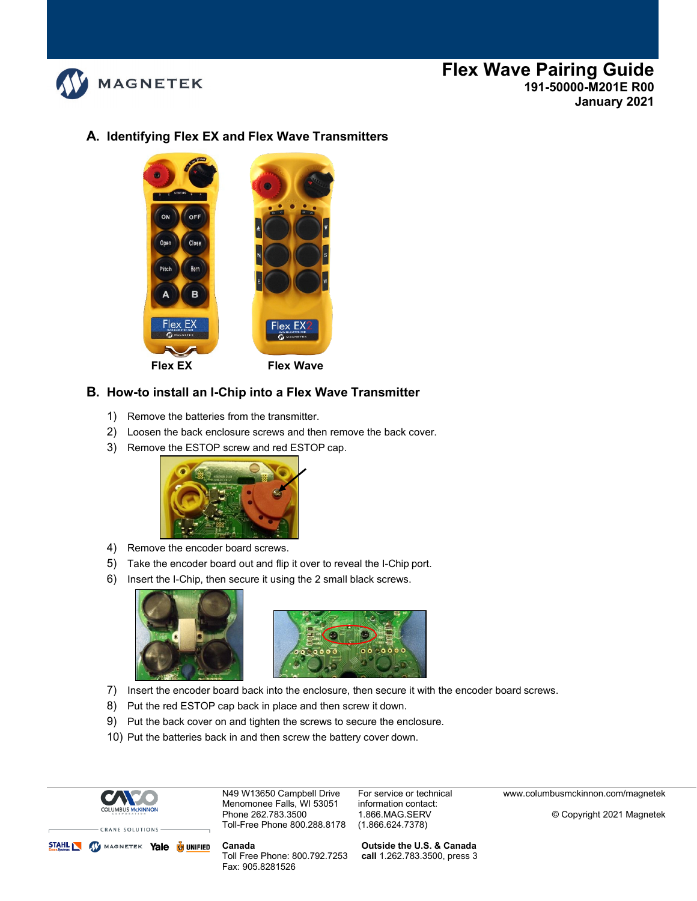# Flex Wave Pairing Guide

**191-50000-M201E R00**
**January 2021**

## A. Identifying Flex EX and Flex Wave Transmitters

**Flex EX** **Flex Wave**

## B. How-to install an I-Chip into a Flex Wave Transmitter

1) Remove the batteries from the transmitter.
2) Loosen the back enclosure screws and then remove the back cover.
3) Remove the ESTOP screw and red ESTOP cap.
4) Remove the encoder board screws.
5) Take the encoder board out and flip it over to reveal the I-Chip port.
6) Insert the I-Chip, then secure it using the 2 small black screws.
7) Insert the encoder board back into the enclosure, then secure it with the encoder board screws.
8) Put the red ESTOP cap back in place and then screw it down.
9) Put the back cover on and tighten the screws to secure the enclosure.
10) Put the batteries back in and then screw the battery cover down.

N49 W13650 Campbell Drive
Menomonee Falls, WI 53051
Phone 262.783.3500
Toll-Free Phone 800.288.8178

For service or technical information contact:
1.866.MAG.SERV
(1.866.624.7378)

www.columbusmckinnon.com/magnetek

© Copyright 2021 Magnetek

**Canada**
Toll Free Phone: 800.792.7253
Fax: 905.8281526

**Outside the U.S. & Canada**
**call** 1.262.783.3500, press 3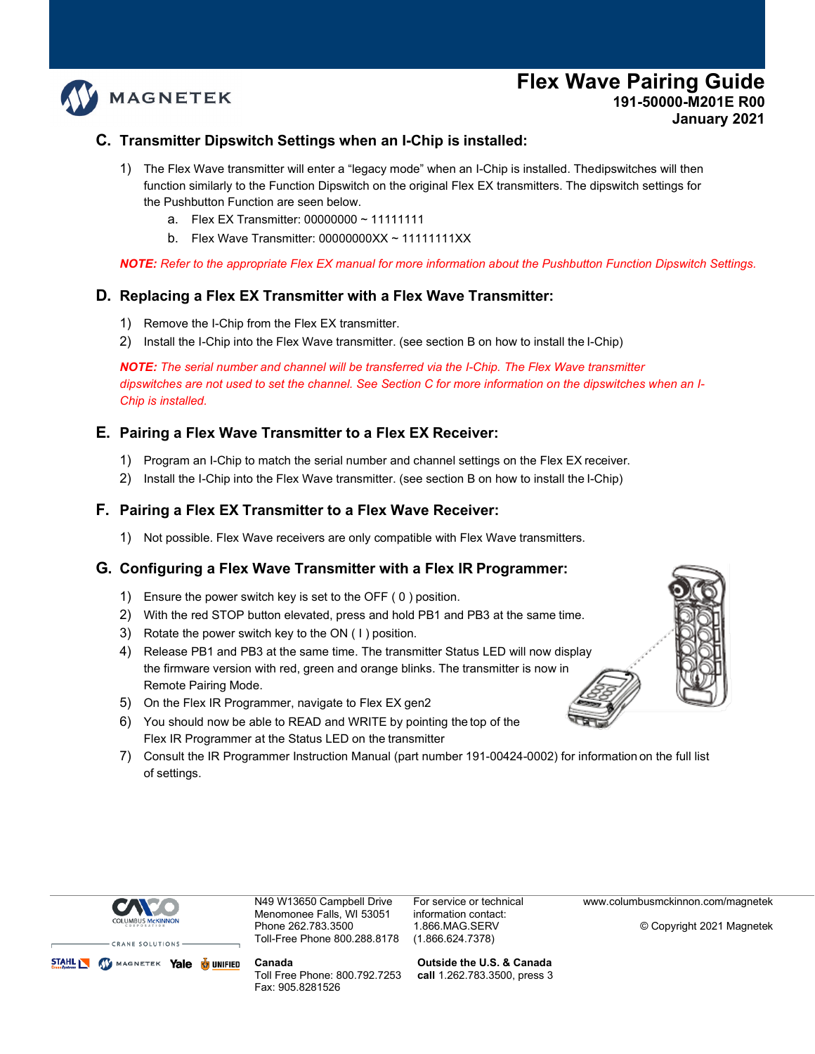## C. Transmitter Dipswitch Settings when an I-Chip is installed:

1) The Flex Wave transmitter will enter a "legacy mode" when an I-Chip is installed. Thedipswitches will then function similarly to the Function Dipswitch on the original Flex EX transmitters. The dipswitch settings for the Pushbutton Function are seen below.
   a. Flex EX Transmitter: 00000000 ~ 11111111
   b. Flex Wave Transmitter: 00000000XX ~ 11111111XX

***NOTE:*** *Refer to the appropriate Flex EX manual for more information about the Pushbutton Function Dipswitch Settings.*

## D. Replacing a Flex EX Transmitter with a Flex Wave Transmitter:

1) Remove the I-Chip from the Flex EX transmitter.
2) Install the I-Chip into the Flex Wave transmitter. (see section B on how to install the I-Chip)

***NOTE:*** *The serial number and channel will be transferred via the I-Chip. The Flex Wave transmitter dipswitches are not used to set the channel. See Section C for more information on the dipswitches when an I-Chip is installed.*

## E. Pairing a Flex Wave Transmitter to a Flex EX Receiver:

1) Program an I-Chip to match the serial number and channel settings on the Flex EX receiver.
2) Install the I-Chip into the Flex Wave transmitter. (see section B on how to install the I-Chip)

## F. Pairing a Flex EX Transmitter to a Flex Wave Receiver:

1) Not possible. Flex Wave receivers are only compatible with Flex Wave transmitters.

## G. Configuring a Flex Wave Transmitter with a Flex IR Programmer:

1) Ensure the power switch key is set to the OFF ( 0 ) position.
2) With the red STOP button elevated, press and hold PB1 and PB3 at the same time.
3) Rotate the power switch key to the ON ( I ) position.
4) Release PB1 and PB3 at the same time. The transmitter Status LED will now display the firmware version with red, green and orange blinks. The transmitter is now in Remote Pairing Mode.
5) On the Flex IR Programmer, navigate to Flex EX gen2
6) You should now be able to READ and WRITE by pointing the top of the Flex IR Programmer at the Status LED on the transmitter
7) Consult the IR Programmer Instruction Manual (part number 191-00424-0002) for information on the full list of settings.

N49 W13650 Campbell Drive
Menomonee Falls, WI 53051
Phone 262.783.3500
Toll-Free Phone 800.288.8178

For service or technical information contact:
1.866.MAG.SERV
(1.866.624.7378)

www.columbusmckinnon.com/magnetek

© Copyright 2021 Magnetek

**Canada**
Toll Free Phone: 800.792.7253
Fax: 905.8281526

**Outside the U.S. & Canada call** 1.262.783.3500, press 3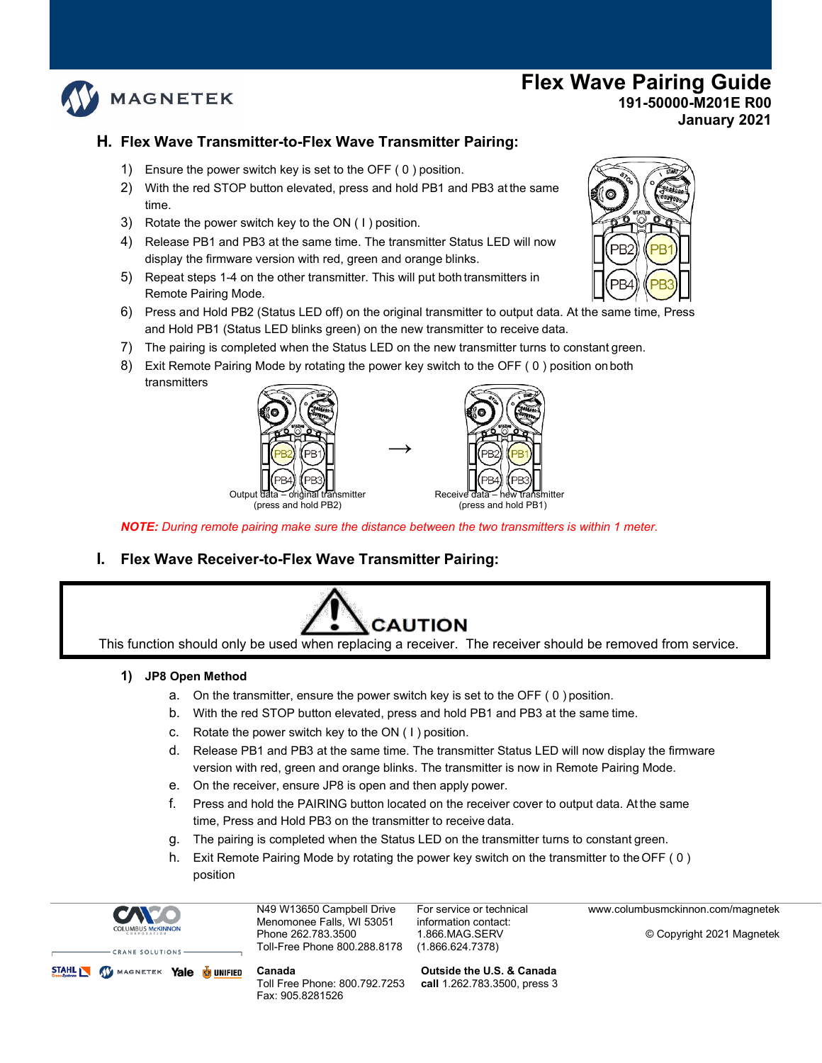## H. Flex Wave Transmitter-to-Flex Wave Transmitter Pairing:

1) Ensure the power switch key is set to the OFF ( 0 ) position.
2) With the red STOP button elevated, press and hold PB1 and PB3 at the same time.
3) Rotate the power switch key to the ON ( I ) position.
4) Release PB1 and PB3 at the same time. The transmitter Status LED will now display the firmware version with red, green and orange blinks.
5) Repeat steps 1-4 on the other transmitter. This will put both transmitters in Remote Pairing Mode.
6) Press and Hold PB2 (Status LED off) on the original transmitter to output data. At the same time, Press and Hold PB1 (Status LED blinks green) on the new transmitter to receive data.
7) The pairing is completed when the Status LED on the new transmitter turns to constant green.
8) Exit Remote Pairing Mode by rotating the power key switch to the OFF ( 0 ) position on both transmitters

Output data – original transmitter (press and hold PB2) → Receive data – new transmitter (press and hold PB1)

***NOTE:** During remote pairing make sure the distance between the two transmitters is within 1 meter.*

## I. Flex Wave Receiver-to-Flex Wave Transmitter Pairing:

**CAUTION**

This function should only be used when replacing a receiver. The receiver should be removed from service.

1) **JP8 Open Method**
   a. On the transmitter, ensure the power switch key is set to the OFF ( 0 ) position.
   b. With the red STOP button elevated, press and hold PB1 and PB3 at the same time.
   c. Rotate the power switch key to the ON ( I ) position.
   d. Release PB1 and PB3 at the same time. The transmitter Status LED will now display the firmware version with red, green and orange blinks. The transmitter is now in Remote Pairing Mode.
   e. On the receiver, ensure JP8 is open and then apply power.
   f. Press and hold the PAIRING button located on the receiver cover to output data. At the same time, Press and Hold PB3 on the transmitter to receive data.
   g. The pairing is completed when the Status LED on the transmitter turns to constant green.
   h. Exit Remote Pairing Mode by rotating the power key switch on the transmitter to the OFF ( 0 ) position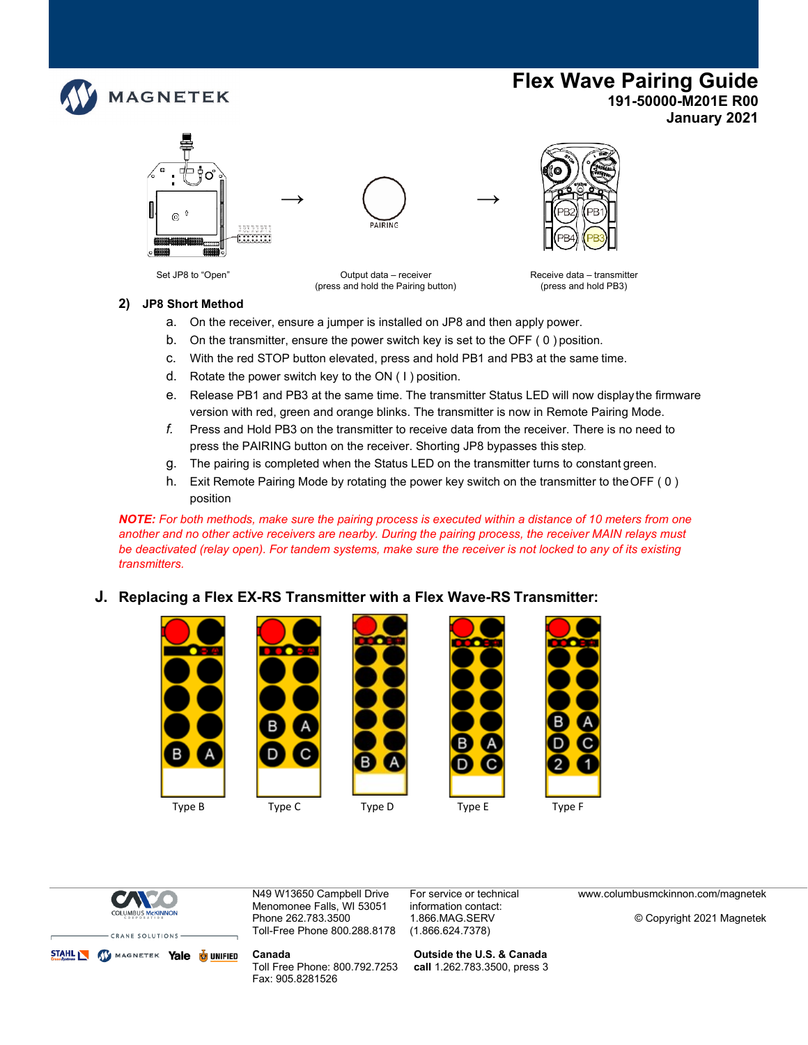Set JP8 to "Open"

Output data – receiver
(press and hold the Pairing button)

Receive data – transmitter
(press and hold PB3)

**2) JP8 Short Method**

a. On the receiver, ensure a jumper is installed on JP8 and then apply power.

b. On the transmitter, ensure the power switch key is set to the OFF ( 0 ) position.

c. With the red STOP button elevated, press and hold PB1 and PB3 at the same time.

d. Rotate the power switch key to the ON ( I ) position.

e. Release PB1 and PB3 at the same time. The transmitter Status LED will now display the firmware version with red, green and orange blinks. The transmitter is now in Remote Pairing Mode.

*f.* Press and Hold PB3 on the transmitter to receive data from the receiver. There is no need to press the PAIRING button on the receiver. Shorting JP8 bypasses this step.

g. The pairing is completed when the Status LED on the transmitter turns to constant green.

h. Exit Remote Pairing Mode by rotating the power key switch on the transmitter to the OFF ( 0 ) position

***NOTE:*** *For both methods, make sure the pairing process is executed within a distance of 10 meters from one another and no other active receivers are nearby. During the pairing process, the receiver MAIN relays must be deactivated (relay open). For tandem systems, make sure the receiver is not locked to any of its existing transmitters.*

## J. Replacing a Flex EX-RS Transmitter with a Flex Wave-RS Transmitter:

Type B Type C Type D Type E Type F

N49 W13650 Campbell Drive
Menomonee Falls, WI 53051
Phone 262.783.3500
Toll-Free Phone 800.288.8178

For service or technical information contact:
1.866.MAG.SERV
(1.866.624.7378)

www.columbusmckinnon.com/magnetek

© Copyright 2021 Magnetek

**Canada**
Toll Free Phone: 800.792.7253
Fax: 905.8281526

**Outside the U.S. & Canada**
**call** 1.262.783.3500, press 3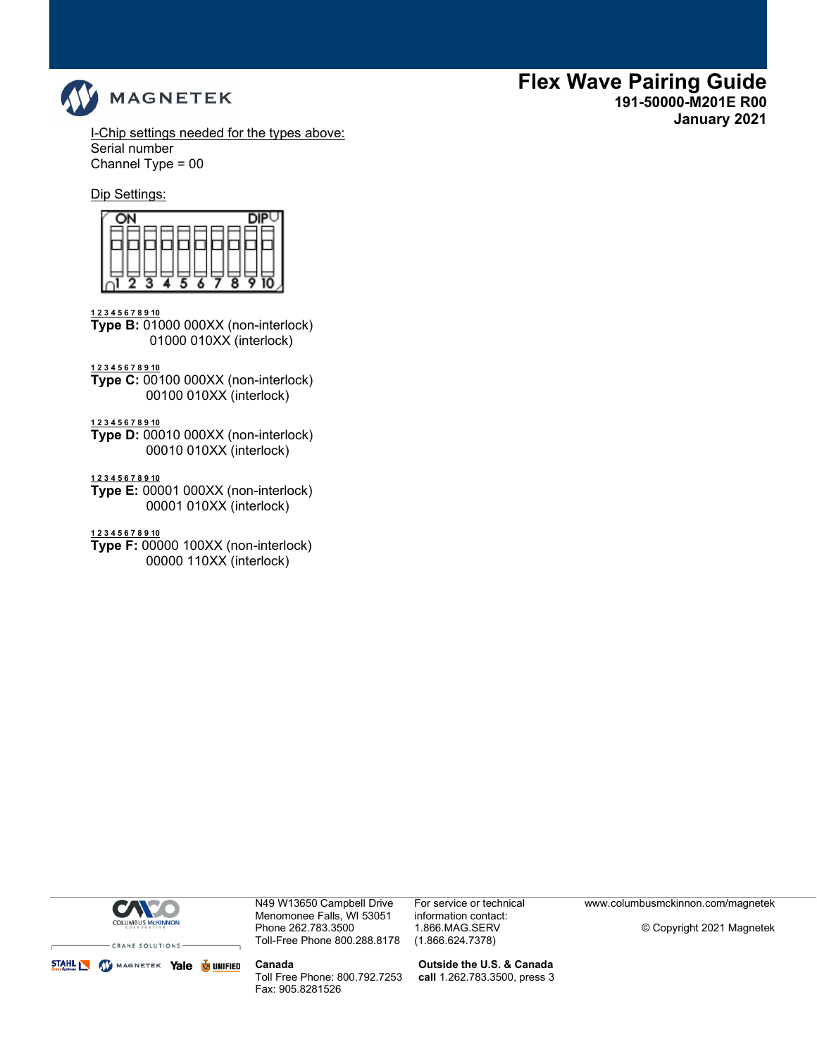I-Chip settings needed for the types above:
Serial number
Channel Type = 00

Dip Settings:

1 2 3 4 5 6 7 8 9 10
**Type B:** 01000 000XX (non-interlock)
01000 010XX (interlock)

1 2 3 4 5 6 7 8 9 10
**Type C:** 00100 000XX (non-interlock)
00100 010XX (interlock)

1 2 3 4 5 6 7 8 9 10
**Type D:** 00010 000XX (non-interlock)
00010 010XX (interlock)

1 2 3 4 5 6 7 8 9 10
**Type E:** 00001 000XX (non-interlock)
00001 010XX (interlock)

1 2 3 4 5 6 7 8 9 10
**Type F:** 00000 100XX (non-interlock)
00000 110XX (interlock)